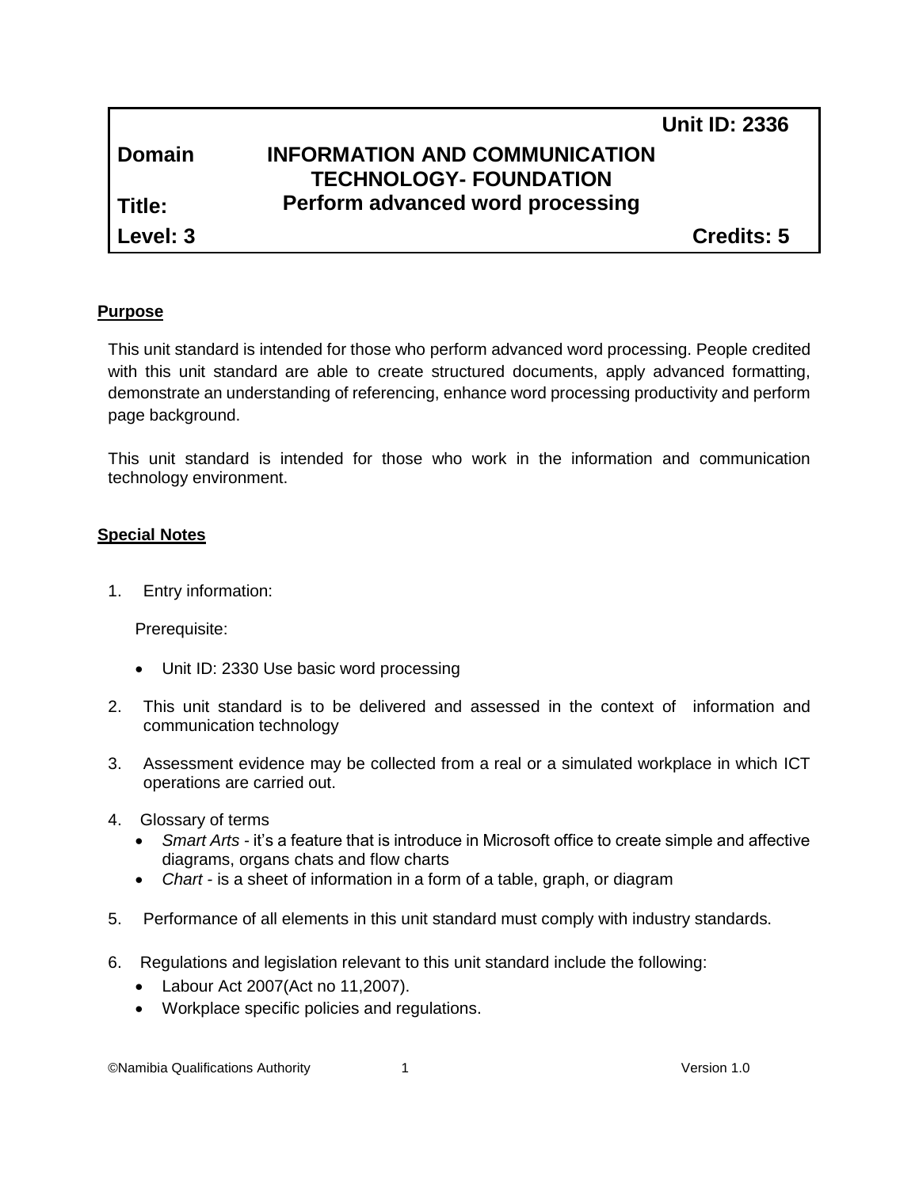| | | |
|---|---|---|
| | | **Unit ID: 2336** |
| **Domain** | **INFORMATION AND COMMUNICATION TECHNOLOGY- FOUNDATION** | |
| **Title:** | **Perform advanced word processing** | |
| **Level: 3** | | **Credits: 5** |

## Purpose

This unit standard is intended for those who perform advanced word processing. People credited with this unit standard are able to create structured documents, apply advanced formatting, demonstrate an understanding of referencing, enhance word processing productivity and perform page background.

This unit standard is intended for those who work in the information and communication technology environment.

## Special Notes

1. Entry information:

   Prerequisite:

   - Unit ID: 2330 Use basic word processing

2. This unit standard is to be delivered and assessed in the context of information and communication technology

3. Assessment evidence may be collected from a real or a simulated workplace in which ICT operations are carried out.

4. Glossary of terms
   - *Smart Arts* - it's a feature that is introduce in Microsoft office to create simple and affective diagrams, organs chats and flow charts
   - *Chart* - is a sheet of information in a form of a table, graph, or diagram

5. Performance of all elements in this unit standard must comply with industry standards.

6. Regulations and legislation relevant to this unit standard include the following:
   - Labour Act 2007(Act no 11,2007).
   - Workplace specific policies and regulations.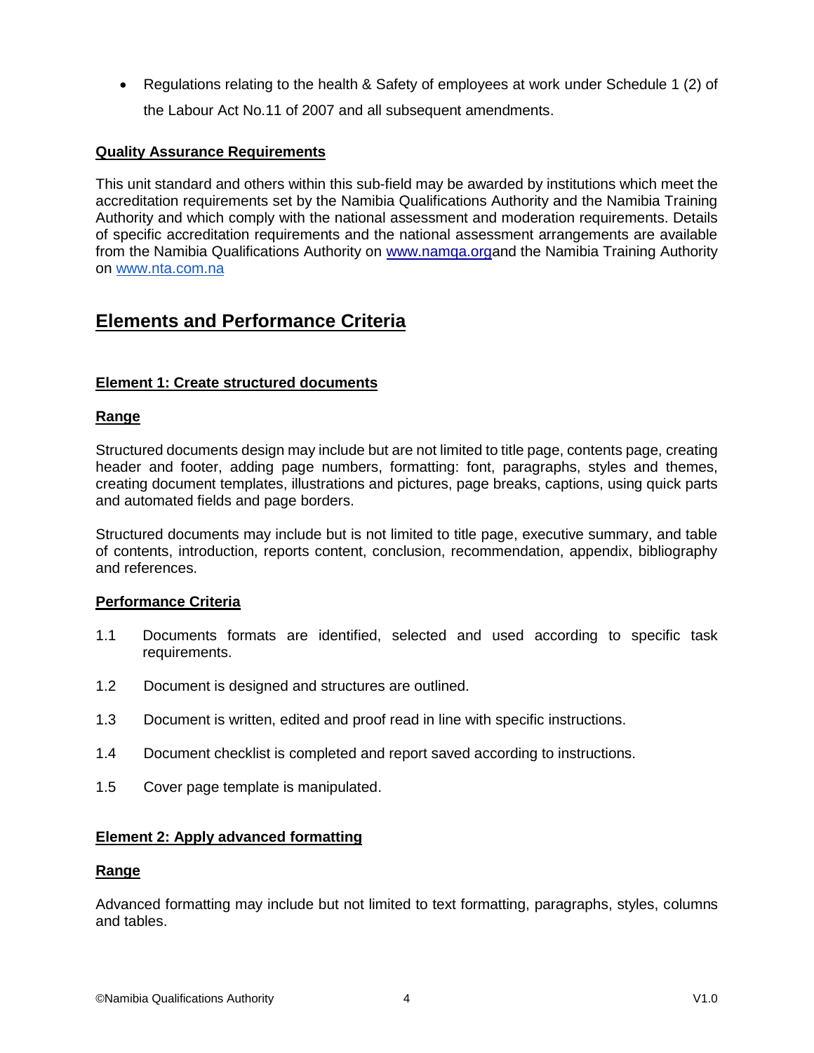- Regulations relating to the health & Safety of employees at work under Schedule 1 (2) of the Labour Act No.11 of 2007 and all subsequent amendments.

**Quality Assurance Requirements**

This unit standard and others within this sub-field may be awarded by institutions which meet the accreditation requirements set by the Namibia Qualifications Authority and the Namibia Training Authority and which comply with the national assessment and moderation requirements. Details of specific accreditation requirements and the national assessment arrangements are available from the Namibia Qualifications Authority on www.namqa.organd the Namibia Training Authority on www.nta.com.na

## Elements and Performance Criteria

### Element 1: Create structured documents

**Range**

Structured documents design may include but are not limited to title page, contents page, creating header and footer, adding page numbers, formatting: font, paragraphs, styles and themes, creating document templates, illustrations and pictures, page breaks, captions, using quick parts and automated fields and page borders.

Structured documents may include but is not limited to title page, executive summary, and table of contents, introduction, reports content, conclusion, recommendation, appendix, bibliography and references.

**Performance Criteria**

1.1 Documents formats are identified, selected and used according to specific task requirements.

1.2 Document is designed and structures are outlined.

1.3 Document is written, edited and proof read in line with specific instructions.

1.4 Document checklist is completed and report saved according to instructions.

1.5 Cover page template is manipulated.

### Element 2: Apply advanced formatting

**Range**

Advanced formatting may include but not limited to text formatting, paragraphs, styles, columns and tables.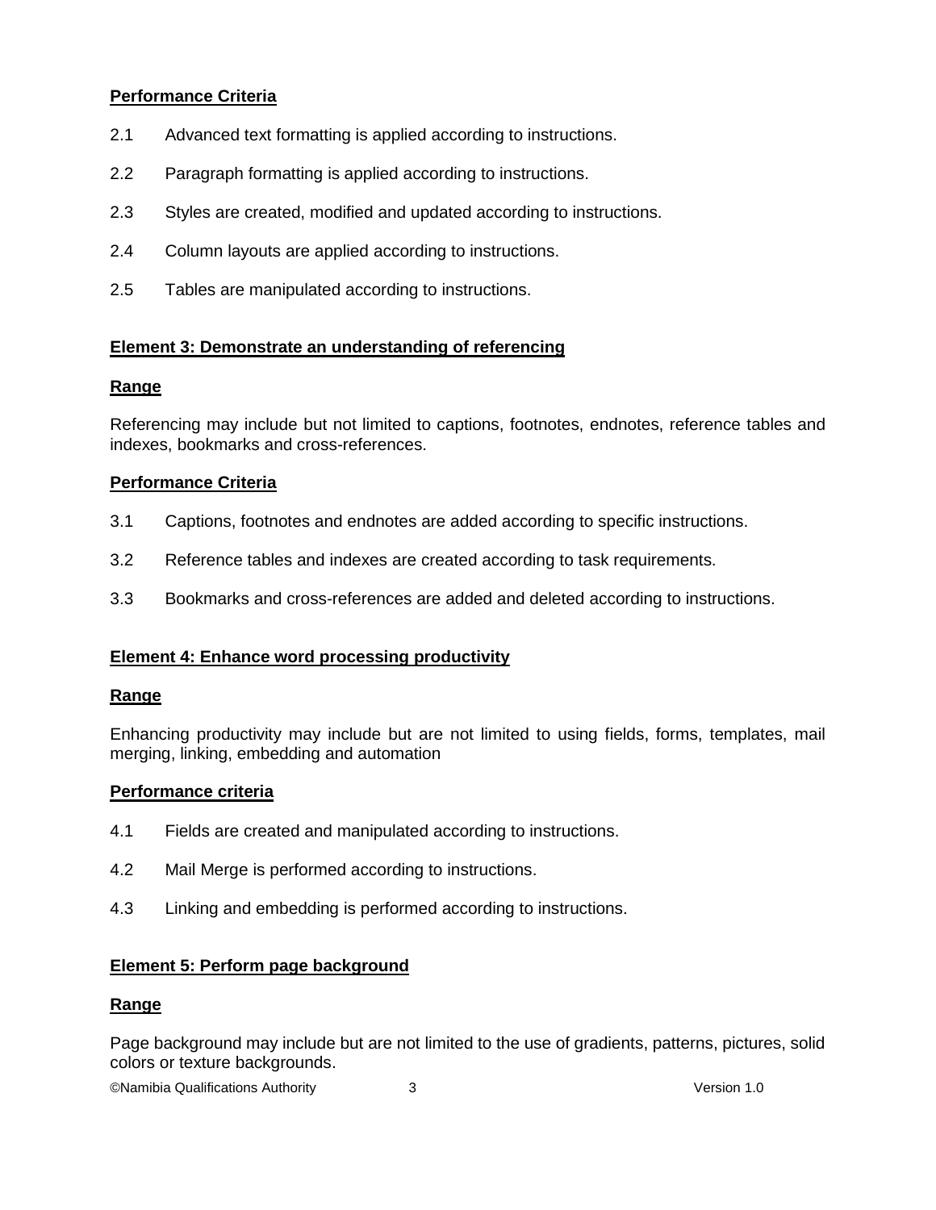**Performance Criteria**

2.1 Advanced text formatting is applied according to instructions.

2.2 Paragraph formatting is applied according to instructions.

2.3 Styles are created, modified and updated according to instructions.

2.4 Column layouts are applied according to instructions.

2.5 Tables are manipulated according to instructions.

**Element 3: Demonstrate an understanding of referencing**

**Range**

Referencing may include but not limited to captions, footnotes, endnotes, reference tables and indexes, bookmarks and cross-references.

**Performance Criteria**

3.1 Captions, footnotes and endnotes are added according to specific instructions.

3.2 Reference tables and indexes are created according to task requirements.

3.3 Bookmarks and cross-references are added and deleted according to instructions.

**Element 4: Enhance word processing productivity**

**Range**

Enhancing productivity may include but are not limited to using fields, forms, templates, mail merging, linking, embedding and automation

**Performance criteria**

4.1 Fields are created and manipulated according to instructions.

4.2 Mail Merge is performed according to instructions.

4.3 Linking and embedding is performed according to instructions.

**Element 5: Perform page background**

**Range**

Page background may include but are not limited to the use of gradients, patterns, pictures, solid colors or texture backgrounds.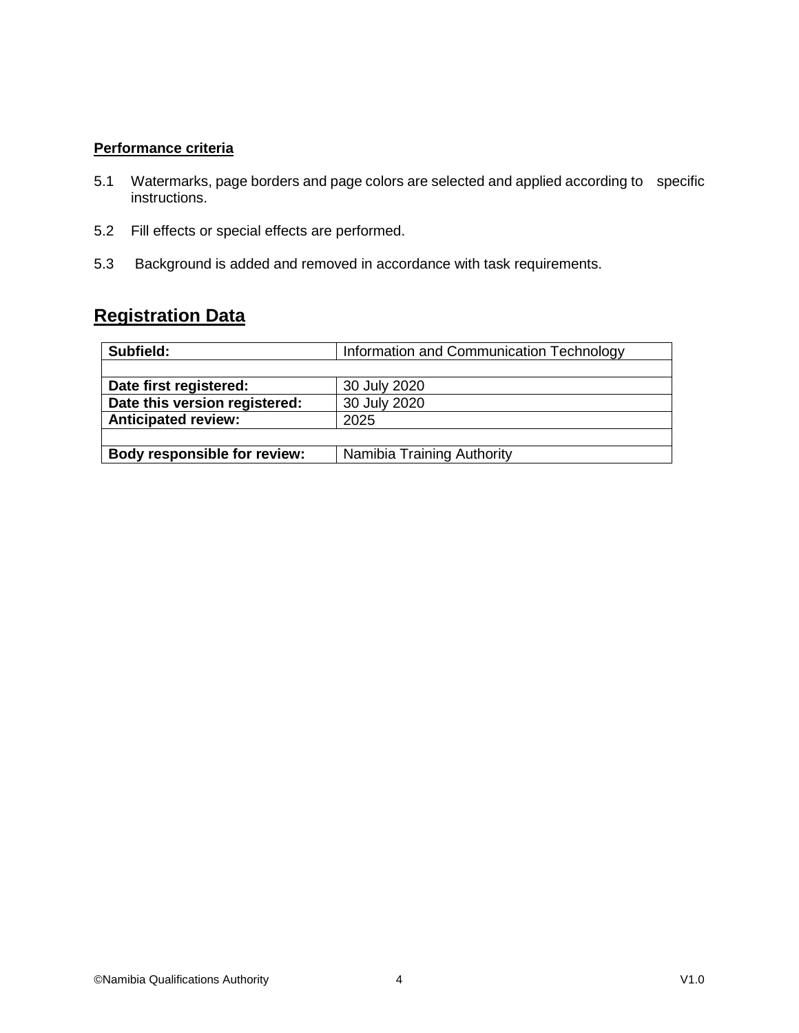**Performance criteria**

5.1 Watermarks, page borders and page colors are selected and applied according to specific instructions.

5.2 Fill effects or special effects are performed.

5.3 Background is added and removed in accordance with task requirements.

## Registration Data

| | |
|---|---|
| **Subfield:** | Information and Communication Technology |
| | |
| **Date first registered:** | 30 July 2020 |
| **Date this version registered:** | 30 July 2020 |
| **Anticipated review:** | 2025 |
| | |
| **Body responsible for review:** | Namibia Training Authority |